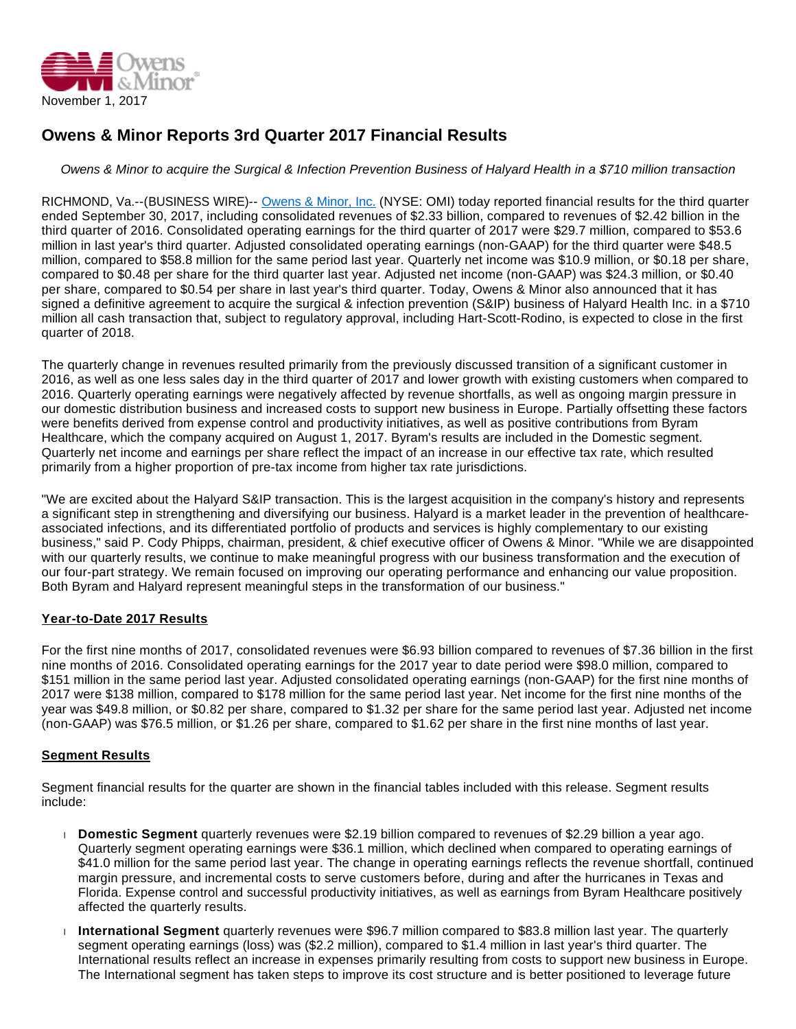November 1, 2017

# Owens & Minor Reports 3rd Quarter 2017 Financial Results

*Owens & Minor to acquire the Surgical & Infection Prevention Business of Halyard Health in a $710 million transaction*

RICHMOND, Va.--(BUSINESS WIRE)-- Owens & Minor, Inc. (NYSE: OMI) today reported financial results for the third quarter ended September 30, 2017, including consolidated revenues of $2.33 billion, compared to revenues of $2.42 billion in the third quarter of 2016. Consolidated operating earnings for the third quarter of 2017 were $29.7 million, compared to $53.6 million in last year's third quarter. Adjusted consolidated operating earnings (non-GAAP) for the third quarter were $48.5 million, compared to $58.8 million for the same period last year. Quarterly net income was $10.9 million, or $0.18 per share, compared to $0.48 per share for the third quarter last year. Adjusted net income (non-GAAP) was $24.3 million, or $0.40 per share, compared to $0.54 per share in last year's third quarter. Today, Owens & Minor also announced that it has signed a definitive agreement to acquire the surgical & infection prevention (S&IP) business of Halyard Health Inc. in a $710 million all cash transaction that, subject to regulatory approval, including Hart-Scott-Rodino, is expected to close in the first quarter of 2018.

The quarterly change in revenues resulted primarily from the previously discussed transition of a significant customer in 2016, as well as one less sales day in the third quarter of 2017 and lower growth with existing customers when compared to 2016. Quarterly operating earnings were negatively affected by revenue shortfalls, as well as ongoing margin pressure in our domestic distribution business and increased costs to support new business in Europe. Partially offsetting these factors were benefits derived from expense control and productivity initiatives, as well as positive contributions from Byram Healthcare, which the company acquired on August 1, 2017. Byram's results are included in the Domestic segment. Quarterly net income and earnings per share reflect the impact of an increase in our effective tax rate, which resulted primarily from a higher proportion of pre-tax income from higher tax rate jurisdictions.

"We are excited about the Halyard S&IP transaction. This is the largest acquisition in the company's history and represents a significant step in strengthening and diversifying our business. Halyard is a market leader in the prevention of healthcare-associated infections, and its differentiated portfolio of products and services is highly complementary to our existing business," said P. Cody Phipps, chairman, president, & chief executive officer of Owens & Minor. "While we are disappointed with our quarterly results, we continue to make meaningful progress with our business transformation and the execution of our four-part strategy. We remain focused on improving our operating performance and enhancing our value proposition. Both Byram and Halyard represent meaningful steps in the transformation of our business."

## Year-to-Date 2017 Results

For the first nine months of 2017, consolidated revenues were $6.93 billion compared to revenues of $7.36 billion in the first nine months of 2016. Consolidated operating earnings for the 2017 year to date period were $98.0 million, compared to $151 million in the same period last year. Adjusted consolidated operating earnings (non-GAAP) for the first nine months of 2017 were $138 million, compared to $178 million for the same period last year. Net income for the first nine months of the year was $49.8 million, or $0.82 per share, compared to $1.32 per share for the same period last year. Adjusted net income (non-GAAP) was $76.5 million, or $1.26 per share, compared to $1.62 per share in the first nine months of last year.

## Segment Results

Segment financial results for the quarter are shown in the financial tables included with this release. Segment results include:

- **Domestic Segment** quarterly revenues were $2.19 billion compared to revenues of $2.29 billion a year ago. Quarterly segment operating earnings were $36.1 million, which declined when compared to operating earnings of $41.0 million for the same period last year. The change in operating earnings reflects the revenue shortfall, continued margin pressure, and incremental costs to serve customers before, during and after the hurricanes in Texas and Florida. Expense control and successful productivity initiatives, as well as earnings from Byram Healthcare positively affected the quarterly results.
- **International Segment** quarterly revenues were $96.7 million compared to $83.8 million last year. The quarterly segment operating earnings (loss) was ($2.2 million), compared to $1.4 million in last year's third quarter. The International results reflect an increase in expenses primarily resulting from costs to support new business in Europe. The International segment has taken steps to improve its cost structure and is better positioned to leverage future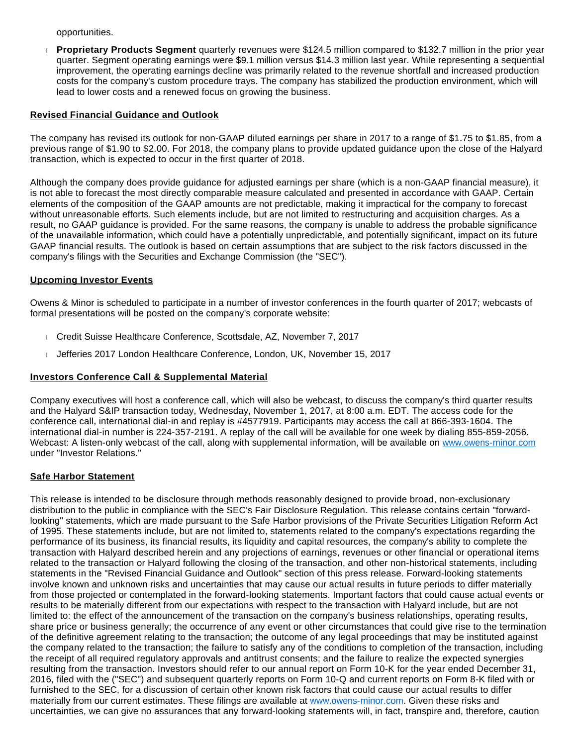opportunities.

- **Proprietary Products Segment** quarterly revenues were $124.5 million compared to $132.7 million in the prior year quarter. Segment operating earnings were $9.1 million versus $14.3 million last year. While representing a sequential improvement, the operating earnings decline was primarily related to the revenue shortfall and increased production costs for the company's custom procedure trays. The company has stabilized the production environment, which will lead to lower costs and a renewed focus on growing the business.

## Revised Financial Guidance and Outlook

The company has revised its outlook for non-GAAP diluted earnings per share in 2017 to a range of $1.75 to $1.85, from a previous range of $1.90 to $2.00. For 2018, the company plans to provide updated guidance upon the close of the Halyard transaction, which is expected to occur in the first quarter of 2018.

Although the company does provide guidance for adjusted earnings per share (which is a non-GAAP financial measure), it is not able to forecast the most directly comparable measure calculated and presented in accordance with GAAP. Certain elements of the composition of the GAAP amounts are not predictable, making it impractical for the company to forecast without unreasonable efforts. Such elements include, but are not limited to restructuring and acquisition charges. As a result, no GAAP guidance is provided. For the same reasons, the company is unable to address the probable significance of the unavailable information, which could have a potentially unpredictable, and potentially significant, impact on its future GAAP financial results. The outlook is based on certain assumptions that are subject to the risk factors discussed in the company's filings with the Securities and Exchange Commission (the "SEC").

## Upcoming Investor Events

Owens & Minor is scheduled to participate in a number of investor conferences in the fourth quarter of 2017; webcasts of formal presentations will be posted on the company's corporate website:

- Credit Suisse Healthcare Conference, Scottsdale, AZ, November 7, 2017
- Jefferies 2017 London Healthcare Conference, London, UK, November 15, 2017

## Investors Conference Call & Supplemental Material

Company executives will host a conference call, which will also be webcast, to discuss the company's third quarter results and the Halyard S&IP transaction today, Wednesday, November 1, 2017, at 8:00 a.m. EDT. The access code for the conference call, international dial-in and replay is #4577919. Participants may access the call at 866-393-1604. The international dial-in number is 224-357-2191. A replay of the call will be available for one week by dialing 855-859-2056. Webcast: A listen-only webcast of the call, along with supplemental information, will be available on www.owens-minor.com under "Investor Relations."

## Safe Harbor Statement

This release is intended to be disclosure through methods reasonably designed to provide broad, non-exclusionary distribution to the public in compliance with the SEC's Fair Disclosure Regulation. This release contains certain "forward-looking" statements, which are made pursuant to the Safe Harbor provisions of the Private Securities Litigation Reform Act of 1995. These statements include, but are not limited to, statements related to the company's expectations regarding the performance of its business, its financial results, its liquidity and capital resources, the company's ability to complete the transaction with Halyard described herein and any projections of earnings, revenues or other financial or operational items related to the transaction or Halyard following the closing of the transaction, and other non-historical statements, including statements in the "Revised Financial Guidance and Outlook" section of this press release. Forward-looking statements involve known and unknown risks and uncertainties that may cause our actual results in future periods to differ materially from those projected or contemplated in the forward-looking statements. Important factors that could cause actual events or results to be materially different from our expectations with respect to the transaction with Halyard include, but are not limited to: the effect of the announcement of the transaction on the company's business relationships, operating results, share price or business generally; the occurrence of any event or other circumstances that could give rise to the termination of the definitive agreement relating to the transaction; the outcome of any legal proceedings that may be instituted against the company related to the transaction; the failure to satisfy any of the conditions to completion of the transaction, including the receipt of all required regulatory approvals and antitrust consents; and the failure to realize the expected synergies resulting from the transaction. Investors should refer to our annual report on Form 10-K for the year ended December 31, 2016, filed with the ("SEC") and subsequent quarterly reports on Form 10-Q and current reports on Form 8-K filed with or furnished to the SEC, for a discussion of certain other known risk factors that could cause our actual results to differ materially from our current estimates. These filings are available at www.owens-minor.com. Given these risks and uncertainties, we can give no assurances that any forward-looking statements will, in fact, transpire and, therefore, caution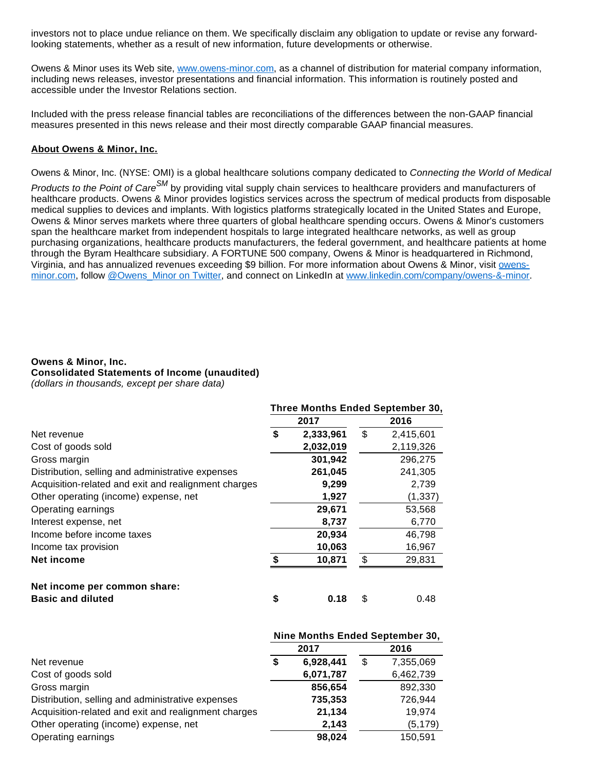investors not to place undue reliance on them. We specifically disclaim any obligation to update or revise any forward-looking statements, whether as a result of new information, future developments or otherwise.

Owens & Minor uses its Web site, www.owens-minor.com, as a channel of distribution for material company information, including news releases, investor presentations and financial information. This information is routinely posted and accessible under the Investor Relations section.

Included with the press release financial tables are reconciliations of the differences between the non-GAAP financial measures presented in this news release and their most directly comparable GAAP financial measures.

**About Owens & Minor, Inc.**

Owens & Minor, Inc. (NYSE: OMI) is a global healthcare solutions company dedicated to *Connecting the World of Medical Products to the Point of Care*[SM] by providing vital supply chain services to healthcare providers and manufacturers of healthcare products. Owens & Minor provides logistics services across the spectrum of medical products from disposable medical supplies to devices and implants. With logistics platforms strategically located in the United States and Europe, Owens & Minor serves markets where three quarters of global healthcare spending occurs. Owens & Minor's customers span the healthcare market from independent hospitals to large integrated healthcare networks, as well as group purchasing organizations, healthcare products manufacturers, the federal government, and healthcare patients at home through the Byram Healthcare subsidiary. A FORTUNE 500 company, Owens & Minor is headquartered in Richmond, Virginia, and has annualized revenues exceeding $9 billion. For more information about Owens & Minor, visit owens-minor.com, follow @Owens_Minor on Twitter, and connect on LinkedIn at www.linkedin.com/company/owens-&-minor.

**Owens & Minor, Inc.**
**Consolidated Statements of Income (unaudited)**
*(dollars in thousands, except per share data)*

| | Three Months Ended September 30, | |
|---|---|---|
| | **2017** | 2016 |
| Net revenue | **$ 2,333,961** | $ 2,415,601 |
| Cost of goods sold | **2,032,019** | 2,119,326 |
| Gross margin | **301,942** | 296,275 |
| Distribution, selling and administrative expenses | **261,045** | 241,305 |
| Acquisition-related and exit and realignment charges | **9,299** | 2,739 |
| Other operating (income) expense, net | **1,927** | (1,337) |
| Operating earnings | **29,671** | 53,568 |
| Interest expense, net | **8,737** | 6,770 |
| Income before income taxes | **20,934** | 46,798 |
| Income tax provision | **10,063** | 16,967 |
| **Net income** | **$ 10,871** | $ 29,831 |
| | | |
| **Net income per common share:** | | |
| **Basic and diluted** | **$ 0.18** | $ 0.48 |

| | Nine Months Ended September 30, | |
|---|---|---|
| | **2017** | 2016 |
| Net revenue | **$ 6,928,441** | $ 7,355,069 |
| Cost of goods sold | **6,071,787** | 6,462,739 |
| Gross margin | **856,654** | 892,330 |
| Distribution, selling and administrative expenses | **735,353** | 726,944 |
| Acquisition-related and exit and realignment charges | **21,134** | 19,974 |
| Other operating (income) expense, net | **2,143** | (5,179) |
| Operating earnings | **98,024** | 150,591 |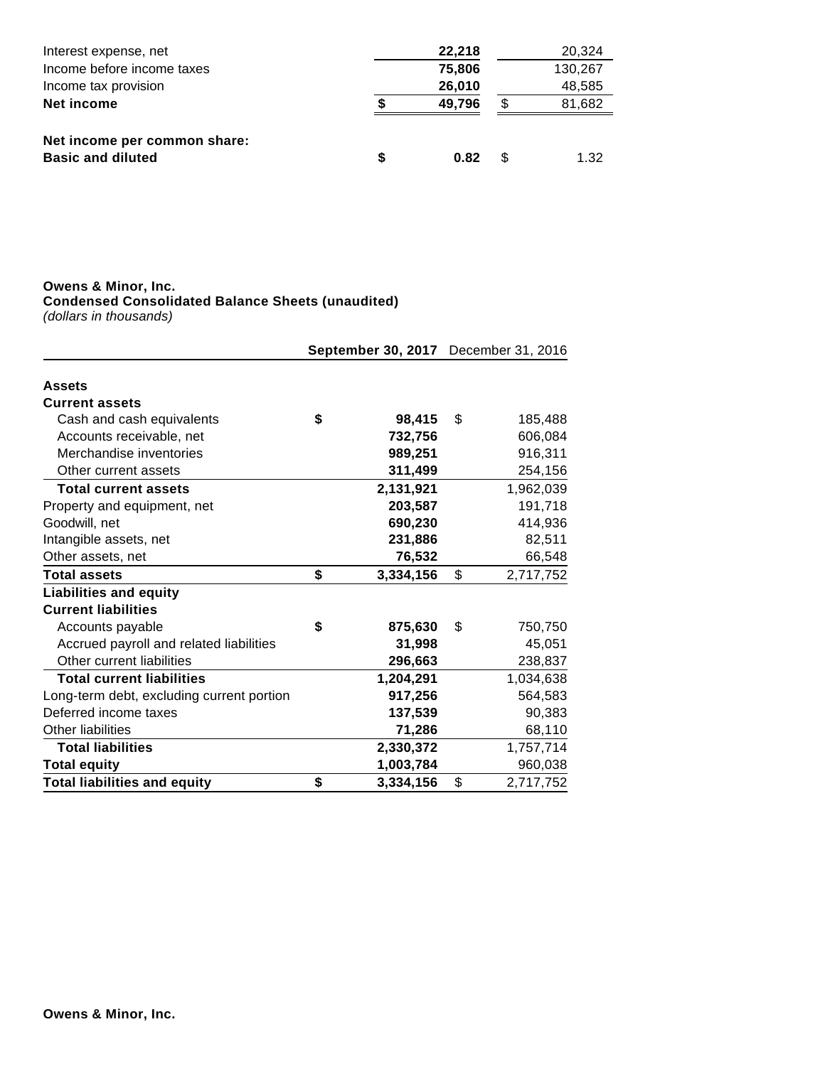| | | |
|---|---|---|
| Interest expense, net | **22,218** | 20,324 |
| Income before income taxes | **75,806** | 130,267 |
| Income tax provision | **26,010** | 48,585 |
| **Net income** | **$ 49,796** | $ 81,682 |
| | | |
| **Net income per common share:** | | |
| **Basic and diluted** | **$ 0.82** | $ 1.32 |

**Owens & Minor, Inc.**
**Condensed Consolidated Balance Sheets (unaudited)**
*(dollars in thousands)*

| | **September 30, 2017** | December 31, 2016 |
|---|---|---|
| **Assets** | | |
| **Current assets** | | |
| Cash and cash equivalents | **$ 98,415** | $ 185,488 |
| Accounts receivable, net | **732,756** | 606,084 |
| Merchandise inventories | **989,251** | 916,311 |
| Other current assets | **311,499** | 254,156 |
| **Total current assets** | **2,131,921** | 1,962,039 |
| Property and equipment, net | **203,587** | 191,718 |
| Goodwill, net | **690,230** | 414,936 |
| Intangible assets, net | **231,886** | 82,511 |
| Other assets, net | **76,532** | 66,548 |
| **Total assets** | **$ 3,334,156** | $ 2,717,752 |
| **Liabilities and equity** | | |
| **Current liabilities** | | |
| Accounts payable | **$ 875,630** | $ 750,750 |
| Accrued payroll and related liabilities | **31,998** | 45,051 |
| Other current liabilities | **296,663** | 238,837 |
| **Total current liabilities** | **1,204,291** | 1,034,638 |
| Long-term debt, excluding current portion | **917,256** | 564,583 |
| Deferred income taxes | **137,539** | 90,383 |
| Other liabilities | **71,286** | 68,110 |
| **Total liabilities** | **2,330,372** | 1,757,714 |
| **Total equity** | **1,003,784** | 960,038 |
| **Total liabilities and equity** | **$ 3,334,156** | $ 2,717,752 |

**Owens & Minor, Inc.**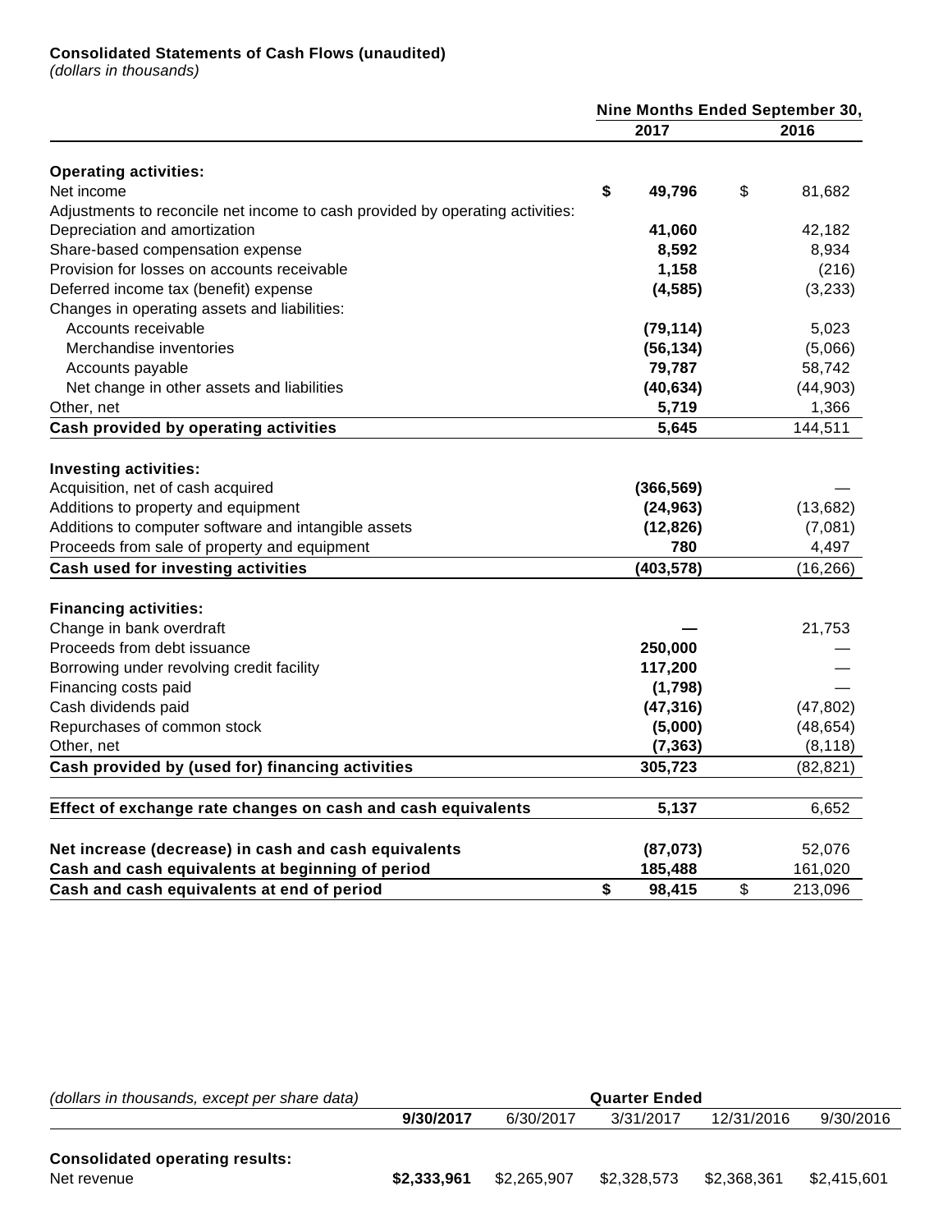**Consolidated Statements of Cash Flows (unaudited)**
*(dollars in thousands)*

| | Nine Months Ended September 30, | |
|---|---|---|
| | **2017** | **2016** |
| **Operating activities:** | | |
| Net income | **$ 49,796** | $ 81,682 |
| Adjustments to reconcile net income to cash provided by operating activities: | | |
| Depreciation and amortization | **41,060** | 42,182 |
| Share-based compensation expense | **8,592** | 8,934 |
| Provision for losses on accounts receivable | **1,158** | (216) |
| Deferred income tax (benefit) expense | **(4,585)** | (3,233) |
| Changes in operating assets and liabilities: | | |
| Accounts receivable | **(79,114)** | 5,023 |
| Merchandise inventories | **(56,134)** | (5,066) |
| Accounts payable | **79,787** | 58,742 |
| Net change in other assets and liabilities | **(40,634)** | (44,903) |
| Other, net | **5,719** | 1,366 |
| **Cash provided by operating activities** | **5,645** | 144,511 |
| **Investing activities:** | | |
| Acquisition, net of cash acquired | **(366,569)** | — |
| Additions to property and equipment | **(24,963)** | (13,682) |
| Additions to computer software and intangible assets | **(12,826)** | (7,081) |
| Proceeds from sale of property and equipment | **780** | 4,497 |
| **Cash used for investing activities** | **(403,578)** | (16,266) |
| **Financing activities:** | | |
| Change in bank overdraft | **—** | 21,753 |
| Proceeds from debt issuance | **250,000** | — |
| Borrowing under revolving credit facility | **117,200** | — |
| Financing costs paid | **(1,798)** | — |
| Cash dividends paid | **(47,316)** | (47,802) |
| Repurchases of common stock | **(5,000)** | (48,654) |
| Other, net | **(7,363)** | (8,118) |
| **Cash provided by (used for) financing activities** | **305,723** | (82,821) |
| **Effect of exchange rate changes on cash and cash equivalents** | **5,137** | 6,652 |
| **Net increase (decrease) in cash and cash equivalents** | **(87,073)** | 52,076 |
| **Cash and cash equivalents at beginning of period** | **185,488** | 161,020 |
| **Cash and cash equivalents at end of period** | **$ 98,415** | $ 213,096 |

| *(dollars in thousands, except per share data)* | Quarter Ended | | | | |
|---|---|---|---|---|---|
| | **9/30/2017** | 6/30/2017 | 3/31/2017 | 12/31/2016 | 9/30/2016 |
| **Consolidated operating results:** | | | | | |
| Net revenue | **$2,333,961** | $2,265,907 | $2,328,573 | $2,368,361 | $2,415,601 |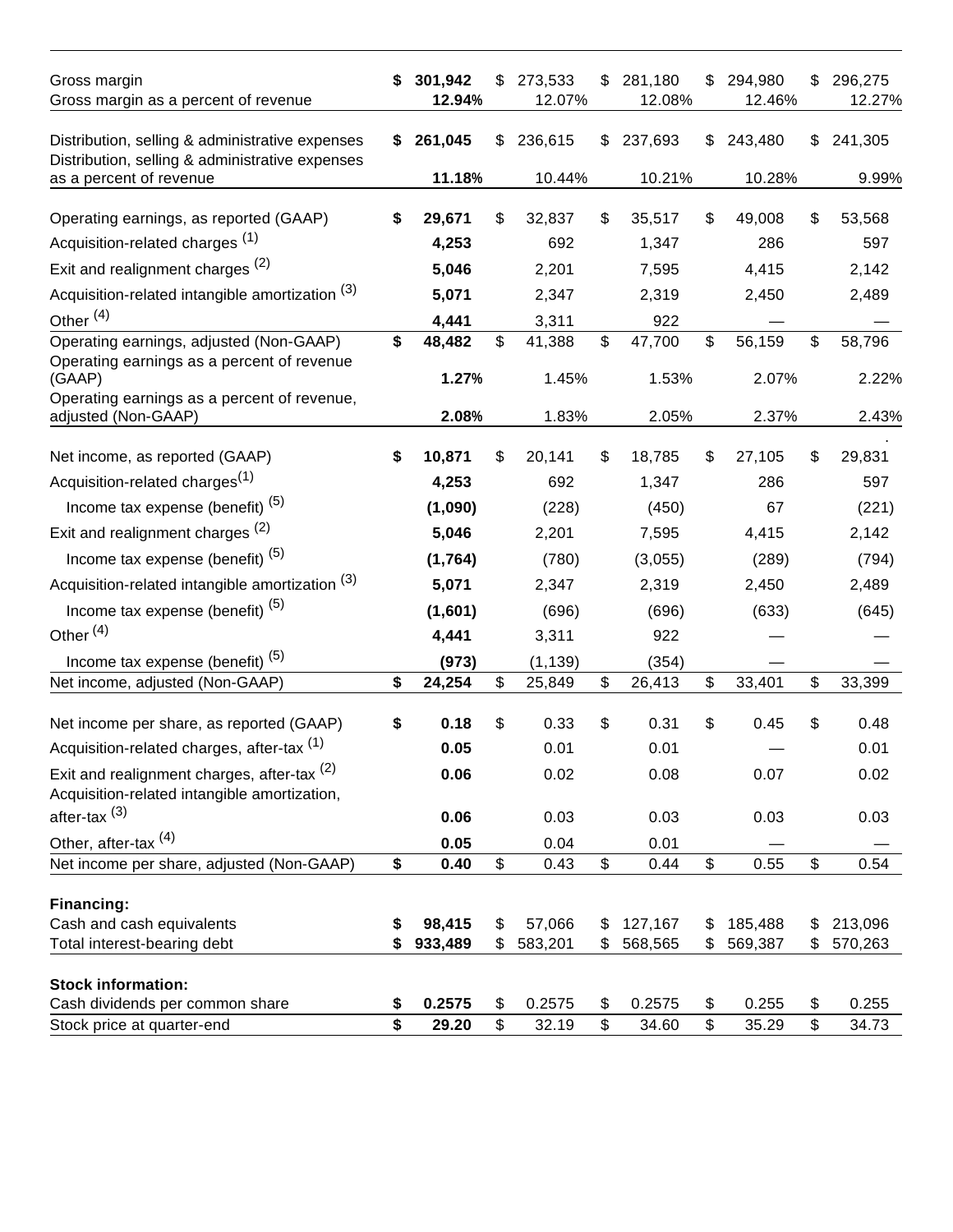| | | | | | |
|---|---|---|---|---|---|
| Gross margin | **$ 301,942** | $ 273,533 | $ 281,180 | $ 294,980 | $ 296,275 |
| Gross margin as a percent of revenue | **12.94%** | 12.07% | 12.08% | 12.46% | 12.27% |
| Distribution, selling & administrative expenses | **$ 261,045** | $ 236,615 | $ 237,693 | $ 243,480 | $ 241,305 |
| Distribution, selling & administrative expenses as a percent of revenue | **11.18%** | 10.44% | 10.21% | 10.28% | 9.99% |
| Operating earnings, as reported (GAAP) | **$ 29,671** | $ 32,837 | $ 35,517 | $ 49,008 | $ 53,568 |
| Acquisition-related charges [1] | **4,253** | 692 | 1,347 | 286 | 597 |
| Exit and realignment charges [2] | **5,046** | 2,201 | 7,595 | 4,415 | 2,142 |
| Acquisition-related intangible amortization [3] | **5,071** | 2,347 | 2,319 | 2,450 | 2,489 |
| Other [4] | **4,441** | 3,311 | 922 | — | — |
| Operating earnings, adjusted (Non-GAAP) | **$ 48,482** | $ 41,388 | $ 47,700 | $ 56,159 | $ 58,796 |
| Operating earnings as a percent of revenue (GAAP) | **1.27%** | 1.45% | 1.53% | 2.07% | 2.22% |
| Operating earnings as a percent of revenue, adjusted (Non-GAAP) | **2.08%** | 1.83% | 2.05% | 2.37% | 2.43% |
| Net income, as reported (GAAP) | **$ 10,871** | $ 20,141 | $ 18,785 | $ 27,105 | $ 29,831 |
| Acquisition-related charges[1] | **4,253** | 692 | 1,347 | 286 | 597 |
| Income tax expense (benefit) [5] | **(1,090)** | (228) | (450) | 67 | (221) |
| Exit and realignment charges [2] | **5,046** | 2,201 | 7,595 | 4,415 | 2,142 |
| Income tax expense (benefit) [5] | **(1,764)** | (780) | (3,055) | (289) | (794) |
| Acquisition-related intangible amortization [3] | **5,071** | 2,347 | 2,319 | 2,450 | 2,489 |
| Income tax expense (benefit) [5] | **(1,601)** | (696) | (696) | (633) | (645) |
| Other [4] | **4,441** | 3,311 | 922 | — | — |
| Income tax expense (benefit) [5] | **(973)** | (1,139) | (354) | — | — |
| Net income, adjusted (Non-GAAP) | **$ 24,254** | $ 25,849 | $ 26,413 | $ 33,401 | $ 33,399 |
| Net income per share, as reported (GAAP) | **$ 0.18** | $ 0.33 | $ 0.31 | $ 0.45 | $ 0.48 |
| Acquisition-related charges, after-tax [1] | **0.05** | 0.01 | 0.01 | — | 0.01 |
| Exit and realignment charges, after-tax [2] | **0.06** | 0.02 | 0.08 | 0.07 | 0.02 |
| Acquisition-related intangible amortization, after-tax [3] | **0.06** | 0.03 | 0.03 | 0.03 | 0.03 |
| Other, after-tax [4] | **0.05** | 0.04 | 0.01 | — | — |
| Net income per share, adjusted (Non-GAAP) | **$ 0.40** | $ 0.43 | $ 0.44 | $ 0.55 | $ 0.54 |
| **Financing:** | | | | | |
| Cash and cash equivalents | **$ 98,415** | $ 57,066 | $ 127,167 | $ 185,488 | $ 213,096 |
| Total interest-bearing debt | **$ 933,489** | $ 583,201 | $ 568,565 | $ 569,387 | $ 570,263 |
| **Stock information:** | | | | | |
| Cash dividends per common share | **$ 0.2575** | $ 0.2575 | $ 0.2575 | $ 0.255 | $ 0.255 |
| Stock price at quarter-end | **$ 29.20** | $ 32.19 | $ 34.60 | $ 35.29 | $ 34.73 |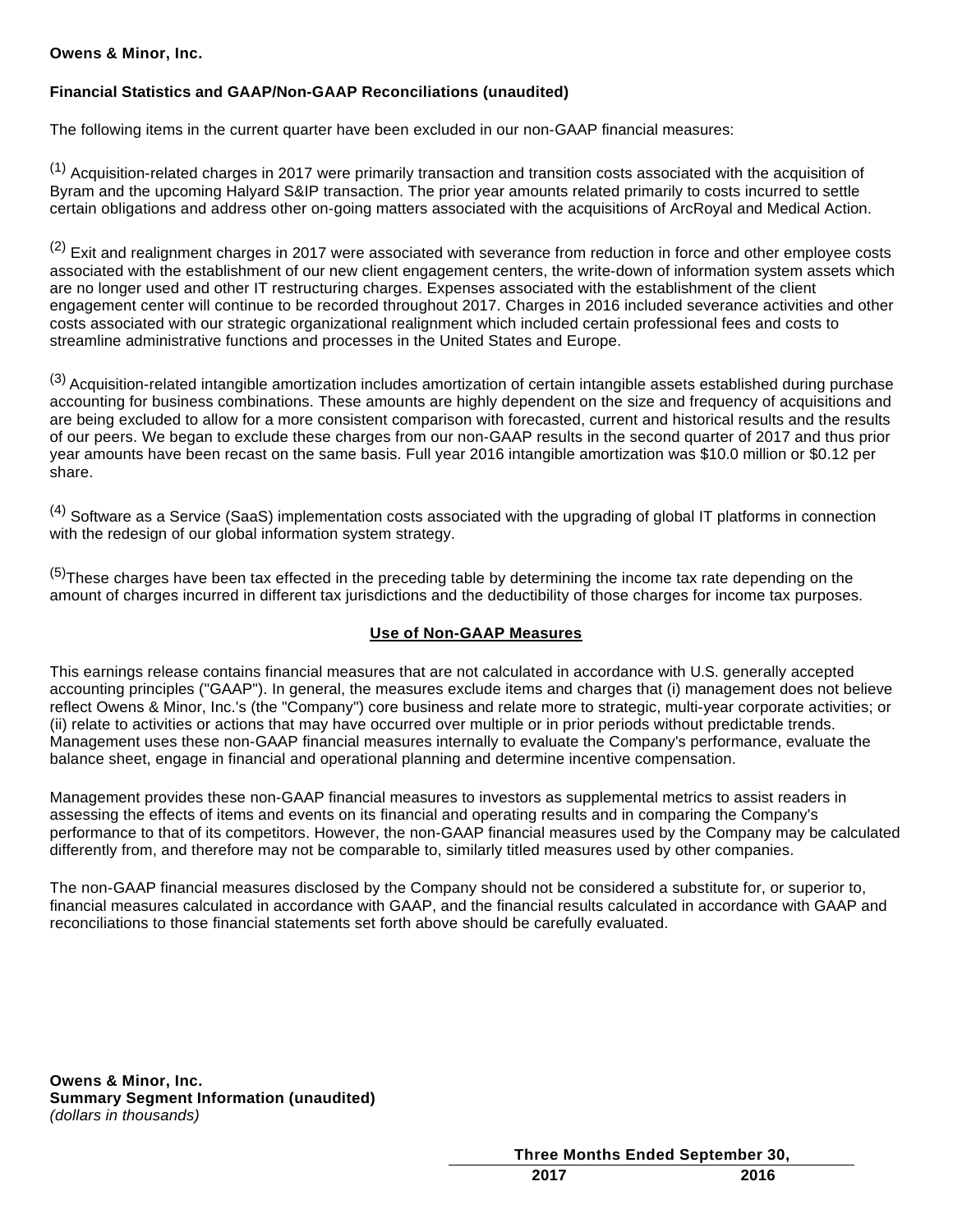**Owens & Minor, Inc.**

**Financial Statistics and GAAP/Non-GAAP Reconciliations (unaudited)**

The following items in the current quarter have been excluded in our non-GAAP financial measures:

(1) Acquisition-related charges in 2017 were primarily transaction and transition costs associated with the acquisition of Byram and the upcoming Halyard S&IP transaction. The prior year amounts related primarily to costs incurred to settle certain obligations and address other on-going matters associated with the acquisitions of ArcRoyal and Medical Action.

(2) Exit and realignment charges in 2017 were associated with severance from reduction in force and other employee costs associated with the establishment of our new client engagement centers, the write-down of information system assets which are no longer used and other IT restructuring charges. Expenses associated with the establishment of the client engagement center will continue to be recorded throughout 2017. Charges in 2016 included severance activities and other costs associated with our strategic organizational realignment which included certain professional fees and costs to streamline administrative functions and processes in the United States and Europe.

(3) Acquisition-related intangible amortization includes amortization of certain intangible assets established during purchase accounting for business combinations. These amounts are highly dependent on the size and frequency of acquisitions and are being excluded to allow for a more consistent comparison with forecasted, current and historical results and the results of our peers. We began to exclude these charges from our non-GAAP results in the second quarter of 2017 and thus prior year amounts have been recast on the same basis. Full year 2016 intangible amortization was $10.0 million or $0.12 per share.

(4) Software as a Service (SaaS) implementation costs associated with the upgrading of global IT platforms in connection with the redesign of our global information system strategy.

(5) These charges have been tax effected in the preceding table by determining the income tax rate depending on the amount of charges incurred in different tax jurisdictions and the deductibility of those charges for income tax purposes.

## Use of Non-GAAP Measures

This earnings release contains financial measures that are not calculated in accordance with U.S. generally accepted accounting principles ("GAAP"). In general, the measures exclude items and charges that (i) management does not believe reflect Owens & Minor, Inc.'s (the "Company") core business and relate more to strategic, multi-year corporate activities; or (ii) relate to activities or actions that may have occurred over multiple or in prior periods without predictable trends. Management uses these non-GAAP financial measures internally to evaluate the Company's performance, evaluate the balance sheet, engage in financial and operational planning and determine incentive compensation.

Management provides these non-GAAP financial measures to investors as supplemental metrics to assist readers in assessing the effects of items and events on its financial and operating results and in comparing the Company's performance to that of its competitors. However, the non-GAAP financial measures used by the Company may be calculated differently from, and therefore may not be comparable to, similarly titled measures used by other companies.

The non-GAAP financial measures disclosed by the Company should not be considered a substitute for, or superior to, financial measures calculated in accordance with GAAP, and the financial results calculated in accordance with GAAP and reconciliations to those financial statements set forth above should be carefully evaluated.

**Owens & Minor, Inc.**
**Summary Segment Information (unaudited)**
*(dollars in thousands)*

| | Three Months Ended September 30, | |
|---|---|---|
| | 2017 | 2016 |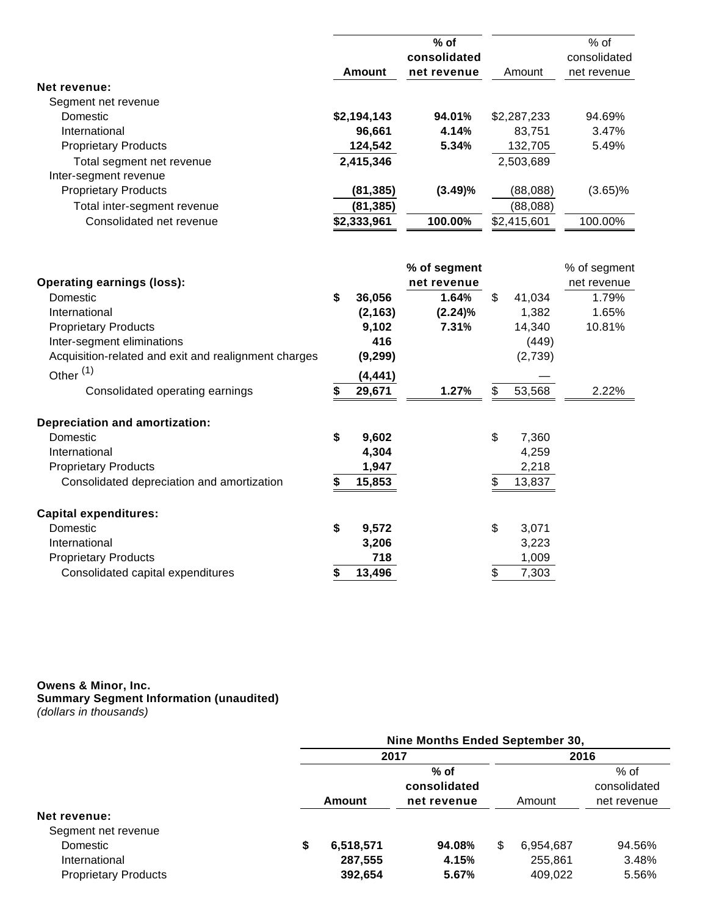| | Amount | % of consolidated net revenue | Amount | % of consolidated net revenue |
|---|---|---|---|---|
| **Net revenue:** | | | | |
| Segment net revenue | | | | |
| Domestic | **$2,194,143** | **94.01%** | $2,287,233 | 94.69% |
| International | **96,661** | **4.14%** | 83,751 | 3.47% |
| Proprietary Products | **124,542** | **5.34%** | 132,705 | 5.49% |
| Total segment net revenue | **2,415,346** | | 2,503,689 | |
| Inter-segment revenue | | | | |
| Proprietary Products | **(81,385)** | **(3.49)%** | (88,088) | (3.65)% |
| Total inter-segment revenue | **(81,385)** | | (88,088) | |
| Consolidated net revenue | **$2,333,961** | **100.00%** | $2,415,601 | 100.00% |

| | Amount | % of segment net revenue | Amount | % of segment net revenue |
|---|---|---|---|---|
| **Operating earnings (loss):** | | | | |
| Domestic | **$ 36,056** | **1.64%** | $ 41,034 | 1.79% |
| International | **(2,163)** | **(2.24)%** | 1,382 | 1.65% |
| Proprietary Products | **9,102** | **7.31%** | 14,340 | 10.81% |
| Inter-segment eliminations | **416** | | (449) | |
| Acquisition-related and exit and realignment charges | **(9,299)** | | (2,739) | |
| Other [(1)] | **(4,441)** | | — | |
| Consolidated operating earnings | **$ 29,671** | **1.27%** | $ 53,568 | 2.22% |
| **Depreciation and amortization:** | | | | |
| Domestic | **$ 9,602** | | $ 7,360 | |
| International | **4,304** | | 4,259 | |
| Proprietary Products | **1,947** | | 2,218 | |
| Consolidated depreciation and amortization | **$ 15,853** | | $ 13,837 | |
| **Capital expenditures:** | | | | |
| Domestic | **$ 9,572** | | $ 3,071 | |
| International | **3,206** | | 3,223 | |
| Proprietary Products | **718** | | 1,009 | |
| Consolidated capital expenditures | **$ 13,496** | | $ 7,303 | |

**Owens & Minor, Inc.**
**Summary Segment Information (unaudited)**
*(dollars in thousands)*

| | **Nine Months Ended September 30,** | | | |
|---|---|---|---|---|
| | **2017** | | **2016** | |
| | **Amount** | **% of consolidated net revenue** | Amount | % of consolidated net revenue |
| **Net revenue:** | | | | |
| Segment net revenue | | | | |
| Domestic | **$ 6,518,571** | **94.08%** | $ 6,954,687 | 94.56% |
| International | **287,555** | **4.15%** | 255,861 | 3.48% |
| Proprietary Products | **392,654** | **5.67%** | 409,022 | 5.56% |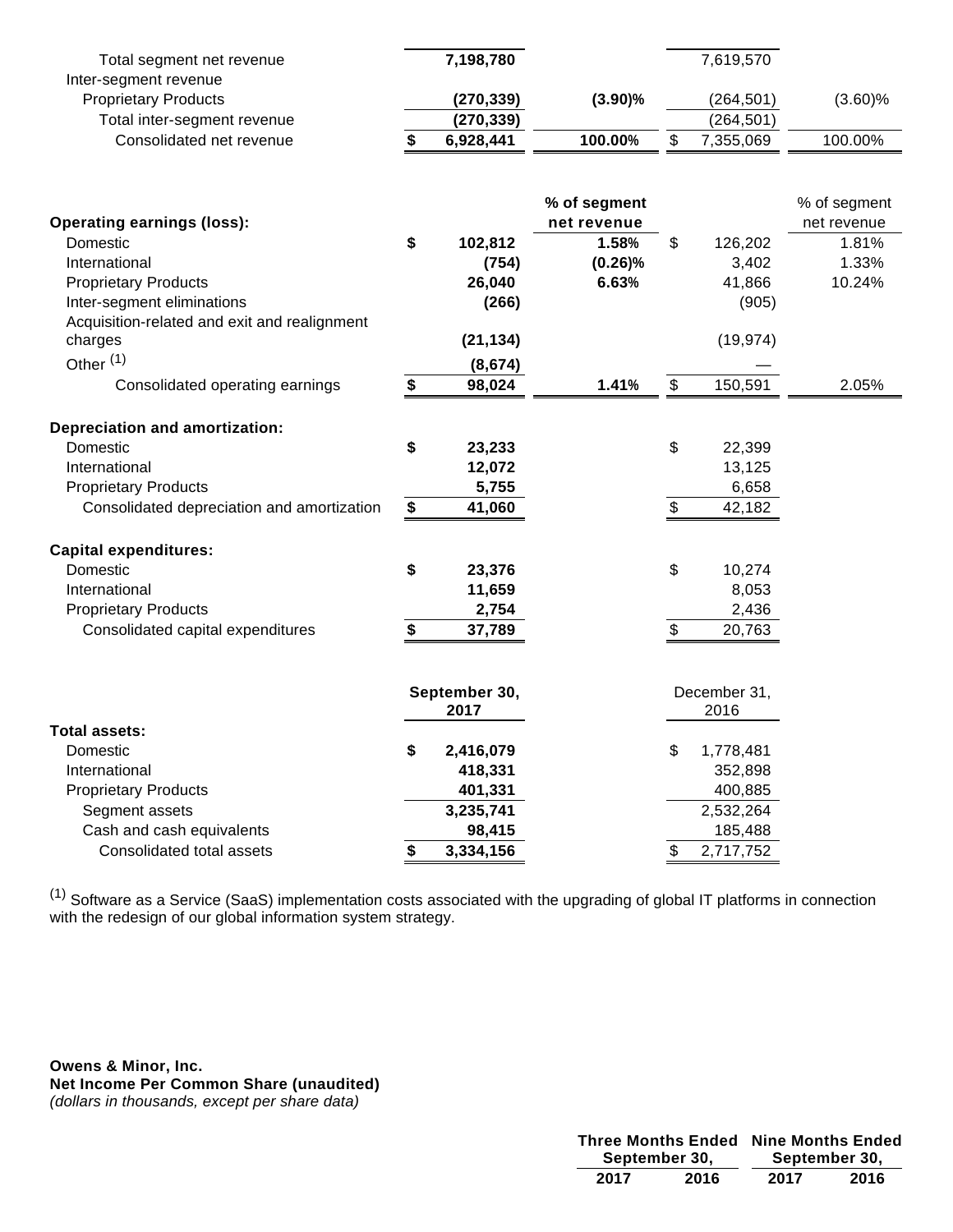| | | | | |
|---|---|---|---|---|
| Total segment net revenue | **7,198,780** | | 7,619,570 | |
| Inter-segment revenue | | | | |
| Proprietary Products | **(270,339)** | **(3.90)%** | (264,501) | (3.60)% |
| Total inter-segment revenue | **(270,339)** | | (264,501) | |
| Consolidated net revenue | **$ 6,928,441** | **100.00%** | $ 7,355,069 | 100.00% |

| **Operating earnings (loss):** | | % of segment net revenue | | % of segment net revenue |
|---|---|---|---|---|
| Domestic | **$ 102,812** | **1.58%** | $ 126,202 | 1.81% |
| International | **(754)** | **(0.26)%** | 3,402 | 1.33% |
| Proprietary Products | **26,040** | **6.63%** | 41,866 | 10.24% |
| Inter-segment eliminations | **(266)** | | (905) | |
| Acquisition-related and exit and realignment charges | **(21,134)** | | (19,974) | |
| Other [1] | **(8,674)** | | — | |
| Consolidated operating earnings | **$ 98,024** | **1.41%** | $ 150,591 | 2.05% |

| **Depreciation and amortization:** | | |
|---|---|---|
| Domestic | **$ 23,233** | $ 22,399 |
| International | **12,072** | 13,125 |
| Proprietary Products | **5,755** | 6,658 |
| Consolidated depreciation and amortization | **$ 41,060** | $ 42,182 |

| **Capital expenditures:** | | |
|---|---|---|
| Domestic | **$ 23,376** | $ 10,274 |
| International | **11,659** | 8,053 |
| Proprietary Products | **2,754** | 2,436 |
| Consolidated capital expenditures | **$ 37,789** | $ 20,763 |

| | **September 30, 2017** | December 31, 2016 |
|---|---|---|
| **Total assets:** | | |
| Domestic | **$ 2,416,079** | $ 1,778,481 |
| International | **418,331** | 352,898 |
| Proprietary Products | **401,331** | 400,885 |
| Segment assets | **3,235,741** | 2,532,264 |
| Cash and cash equivalents | **98,415** | 185,488 |
| Consolidated total assets | **$ 3,334,156** | $ 2,717,752 |

[1] Software as a Service (SaaS) implementation costs associated with the upgrading of global IT platforms in connection with the redesign of our global information system strategy.

**Owens & Minor, Inc.**
**Net Income Per Common Share (unaudited)**
*(dollars in thousands, except per share data)*

| | Three Months Ended September 30, | | Nine Months Ended September 30, | |
|---|---|---|---|---|
| | **2017** | **2016** | **2017** | **2016** |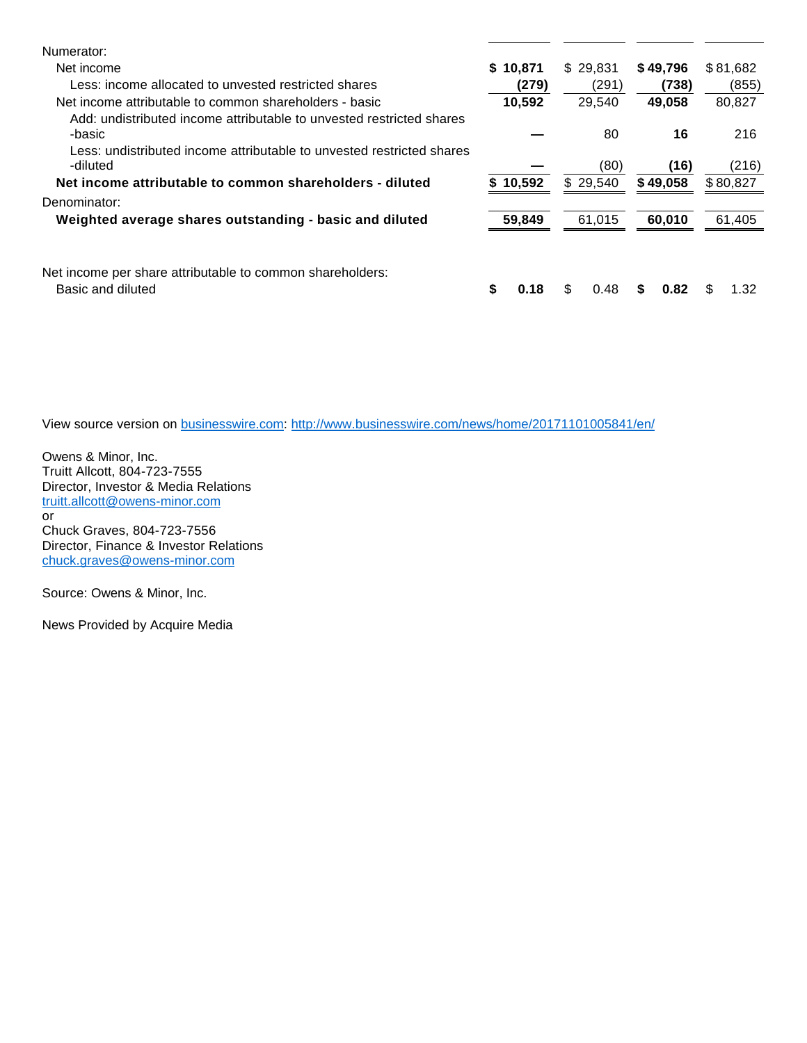| | | | | |
|---|---|---|---|---|
| Numerator: | | | | |
| Net income | **$ 10,871** | $ 29,831 | **$ 49,796** | $ 81,682 |
| Less: income allocated to unvested restricted shares | **(279)** | (291) | **(738)** | (855) |
| Net income attributable to common shareholders - basic | **10,592** | 29,540 | **49,058** | 80,827 |
| Add: undistributed income attributable to unvested restricted shares -basic | **—** | 80 | **16** | 216 |
| Less: undistributed income attributable to unvested restricted shares -diluted | **—** | (80) | **(16)** | (216) |
| **Net income attributable to common shareholders - diluted** | **$ 10,592** | $ 29,540 | **$ 49,058** | $ 80,827 |
| Denominator: | | | | |
| **Weighted average shares outstanding - basic and diluted** | **59,849** | 61,015 | **60,010** | 61,405 |
| Net income per share attributable to common shareholders: | | | | |
| Basic and diluted | **$ 0.18** | $ 0.48 | **$ 0.82** | $ 1.32 |

View source version on businesswire.com: http://www.businesswire.com/news/home/20171101005841/en/

Owens & Minor, Inc.
Truitt Allcott, 804-723-7555
Director, Investor & Media Relations
truitt.allcott@owens-minor.com
or
Chuck Graves, 804-723-7556
Director, Finance & Investor Relations
chuck.graves@owens-minor.com

Source: Owens & Minor, Inc.

News Provided by Acquire Media